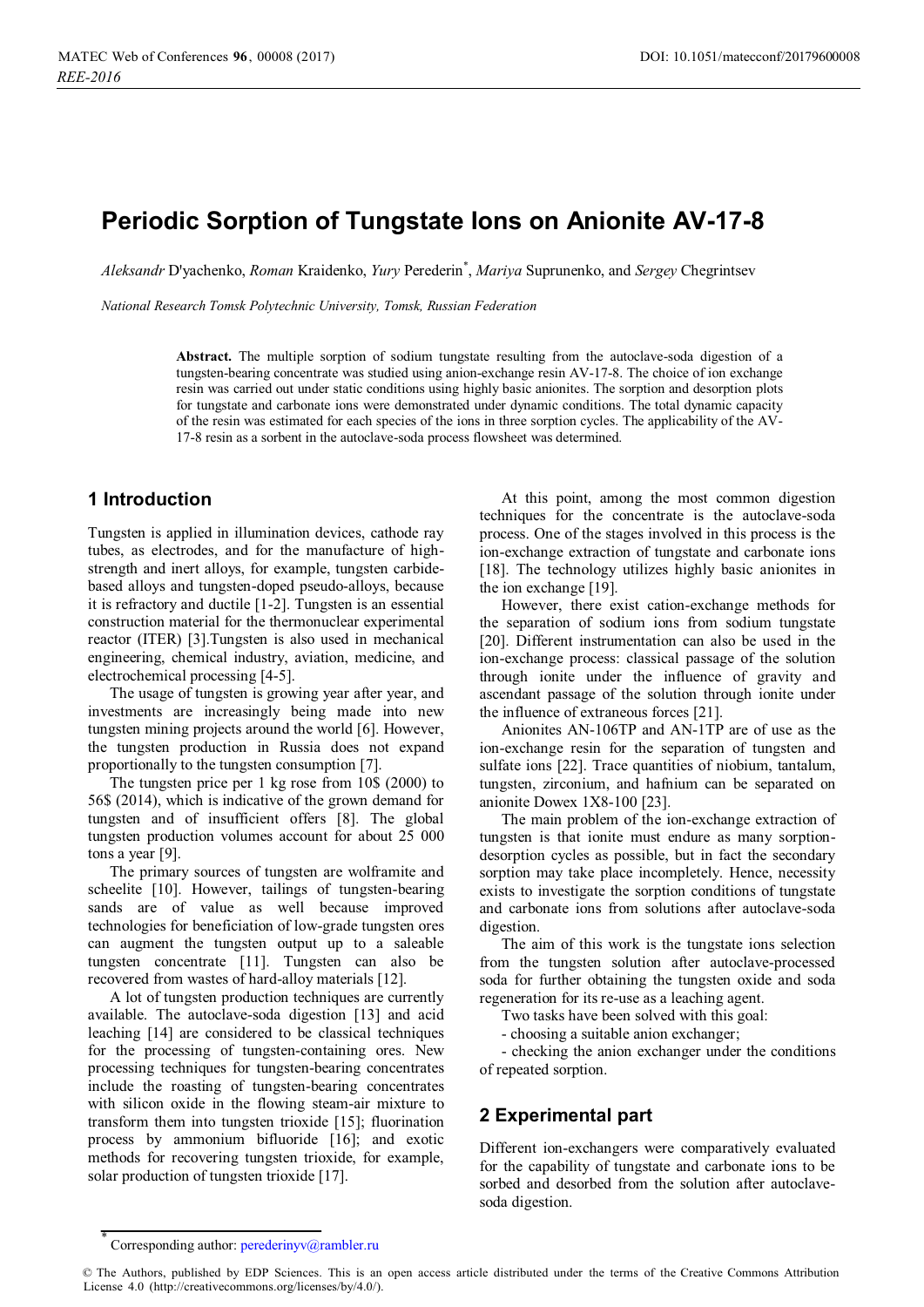# Periodic Sorption of Tungstate Ions on Anionite AV-17-8

*Aleksandr* D'yachenko, *Roman* Kraidenko, *Yury* Perederin*, *Mariya* Suprunenko, and *Sergey* Chegrintsev

*National Research Tomsk Polytechnic University, Tomsk, Russian Federation*

**Abstract.** The multiple sorption of sodium tungstate resulting from the autoclave-soda digestion of a tungsten-bearing concentrate was studied using anion-exchange resin AV-17-8. The choice of ion exchange resin was carried out under static conditions using highly basic anionites. The sorption and desorption plots for tungstate and carbonate ions were demonstrated under dynamic conditions. The total dynamic capacity of the resin was estimated for each species of the ions in three sorption cycles. The applicability of the AV-17-8 resin as a sorbent in the autoclave-soda process flowsheet was determined.

## 1 Introduction

Tungsten is applied in illumination devices, cathode ray tubes, as electrodes, and for the manufacture of high-strength and inert alloys, for example, tungsten carbide-based alloys and tungsten-doped pseudo-alloys, because it is refractory and ductile [1-2]. Tungsten is an essential construction material for the thermonuclear experimental reactor (ITER) [3].Tungsten is also used in mechanical engineering, chemical industry, aviation, medicine, and electrochemical processing [4-5].

The usage of tungsten is growing year after year, and investments are increasingly being made into new tungsten mining projects around the world [6]. However, the tungsten production in Russia does not expand proportionally to the tungsten consumption [7].

The tungsten price per 1 kg rose from 10$ (2000) to 56$ (2014), which is indicative of the grown demand for tungsten and of insufficient offers [8]. The global tungsten production volumes account for about 25 000 tons a year [9].

The primary sources of tungsten are wolframite and scheelite [10]. However, tailings of tungsten-bearing sands are of value as well because improved technologies for beneficiation of low-grade tungsten ores can augment the tungsten output up to a saleable tungsten concentrate [11]. Tungsten can also be recovered from wastes of hard-alloy materials [12].

A lot of tungsten production techniques are currently available. The autoclave-soda digestion [13] and acid leaching [14] are considered to be classical techniques for the processing of tungsten-containing ores. New processing techniques for tungsten-bearing concentrates include the roasting of tungsten-bearing concentrates with silicon oxide in the flowing steam-air mixture to transform them into tungsten trioxide [15]; fluorination process by ammonium bifluoride [16]; and exotic methods for recovering tungsten trioxide, for example, solar production of tungsten trioxide [17].

At this point, among the most common digestion techniques for the concentrate is the autoclave-soda process. One of the stages involved in this process is the ion-exchange extraction of tungstate and carbonate ions [18]. The technology utilizes highly basic anionites in the ion exchange [19].

However, there exist cation-exchange methods for the separation of sodium ions from sodium tungstate [20]. Different instrumentation can also be used in the ion-exchange process: classical passage of the solution through ionite under the influence of gravity and ascendant passage of the solution through ionite under the influence of extraneous forces [21].

Anionites AN-106TP and AN-1TP are of use as the ion-exchange resin for the separation of tungsten and sulfate ions [22]. Trace quantities of niobium, tantalum, tungsten, zirconium, and hafnium can be separated on anionite Dowex 1X8-100 [23].

The main problem of the ion-exchange extraction of tungsten is that ionite must endure as many sorption-desorption cycles as possible, but in fact the secondary sorption may take place incompletely. Hence, necessity exists to investigate the sorption conditions of tungstate and carbonate ions from solutions after autoclave-soda digestion.

The aim of this work is the tungstate ions selection from the tungsten solution after autoclave-processed soda for further obtaining the tungsten oxide and soda regeneration for its re-use as a leaching agent.

Two tasks have been solved with this goal:

- choosing a suitable anion exchanger;
- checking the anion exchanger under the conditions of repeated sorption.

## 2 Experimental part

Different ion-exchangers were comparatively evaluated for the capability of tungstate and carbonate ions to be sorbed and desorbed from the solution after autoclave-soda digestion.

* Corresponding author: perederinyv@rambler.ru

© The Authors, published by EDP Sciences. This is an open access article distributed under the terms of the Creative Commons Attribution License 4.0 (http://creativecommons.org/licenses/by/4.0/).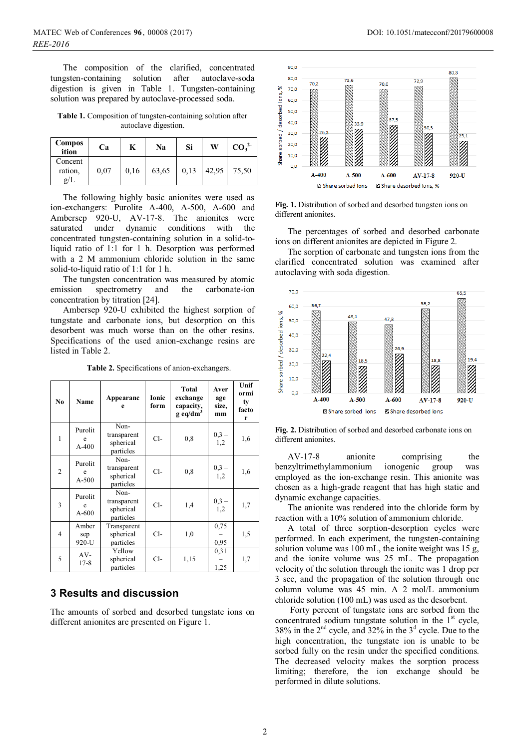The composition of the clarified, concentrated tungsten-containing solution after autoclave-soda digestion is given in Table 1. Tungsten-containing solution was prepared by autoclave-processed soda.

**Table 1.** Composition of tungsten-containing solution after autoclave digestion.

| Composition | Ca | K | Na | Si | W | $CO_3^{2-}$ |
|---|---|---|---|---|---|---|
| Concentration, g/L | 0,07 | 0,16 | 63,65 | 0,13 | 42,95 | 75,50 |

The following highly basic anionites were used as ion-exchangers: Purolite A-400, A-500, A-600 and Ambersep 920-U, AV-17-8. The anionites were saturated under dynamic conditions with the concentrated tungsten-containing solution in a solid-to-liquid ratio of 1:1 for 1 h. Desorption was performed with a 2 M ammonium chloride solution in the same solid-to-liquid ratio of 1:1 for 1 h.

The tungsten concentration was measured by atomic emission spectrometry and the carbonate-ion concentration by titration [24].

Ambersep 920-U exhibited the highest sorption of tungstate and carbonate ions, but desorption on this desorbent was much worse than on the other resins. Specifications of the used anion-exchange resins are listed in Table 2.

**Table 2.** Specifications of anion-exchangers.

| No | Name | Appearance | Ionic form | Total exchange capacity, g eq/dm$^3$ | Average size, mm | Uniformity factor |
|---|---|---|---|---|---|---|
| 1 | Purolite A-400 | Non-transparent spherical particles | Cl- | 0,8 | 0,3 – 1,2 | 1,6 |
| 2 | Purolite A-500 | Non-transparent spherical particles | Cl- | 0,8 | 0,3 – 1,2 | 1,6 |
| 3 | Purolite A-600 | Non-transparent spherical particles | Cl- | 1,4 | 0,3 – 1,2 | 1,7 |
| 4 | Ambersep 920-U | Transparent spherical particles | Cl- | 1,0 | 0,75 – 0,95 | 1,5 |
| 5 | AV-17-8 | Yellow spherical particles | Cl- | 1,15 | 0,31 – 1,25 | 1,7 |

## 3 Results and discussion

The amounts of sorbed and desorbed tungstate ions on different anionites are presented on Figure 1.

| Anionite | Share sorbed ions, % | Share desorbed ions, % |
|---|---|---|
| A-400 | 70,2 | 26,3 |
| A-500 | 73,6 | 33,9 |
| A-600 | 70,0 | 37,5 |
| AV-17-8 | 72,9 | 30,5 |
| 920-U | 80,3 | 25,1 |

**Fig. 1.** Distribution of sorbed and desorbed tungsten ions on different anionites.

The percentages of sorbed and desorbed carbonate ions on different anionites are depicted in Figure 2.

The sorption of carbonate and tungsten ions from the clarified concentrated solution was examined after autoclaving with soda digestion.

| Anionite | Share sorbed ions, % | Share desorbed ions, % |
|---|---|---|
| A-400 | 56,7 | 22,4 |
| A-500 | 49,1 | 18,5 |
| A-600 | 47,3 | 26,9 |
| AV-17-8 | 58,2 | 18,8 |
| 920-U | 65,5 | 19,4 |

**Fig. 2.** Distribution of sorbed and desorbed carbonate ions on different anionites.

AV-17-8 anionite comprising the benzyltrimethylammonium ionogenic group was employed as the ion-exchange resin. This anionite was chosen as a high-grade reagent that has high static and dynamic exchange capacities.

The anionite was rendered into the chloride form by reaction with a 10% solution of ammonium chloride.

A total of three sorption-desorption cycles were performed. In each experiment, the tungsten-containing solution volume was 100 mL, the ionite weight was 15 g, and the ionite volume was 25 mL. The propagation velocity of the solution through the ionite was 1 drop per 3 sec, and the propagation of the solution through one column volume was 45 min. A 2 mol/L ammonium chloride solution (100 mL) was used as the desorbent.

Forty percent of tungstate ions are sorbed from the concentrated sodium tungstate solution in the 1st cycle, 38% in the 2nd cycle, and 32% in the 3d cycle. Due to the high concentration, the tungstate ion is unable to be sorbed fully on the resin under the specified conditions. The decreased velocity makes the sorption process limiting; therefore, the ion exchange should be performed in dilute solutions.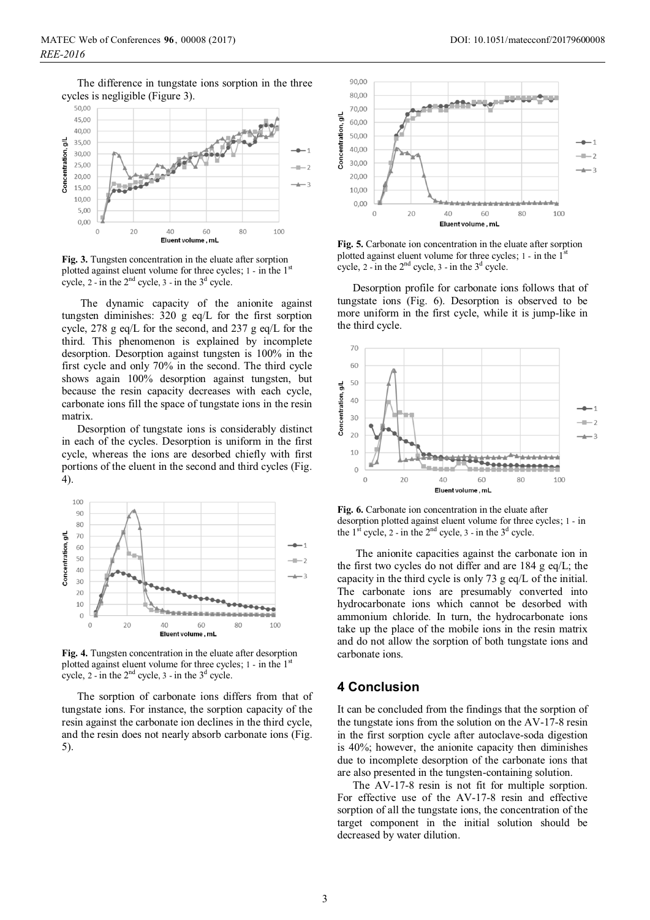The difference in tungstate ions sorption in the three cycles is negligible (Figure 3).

**Fig. 3.** Tungsten concentration in the eluate after sorption plotted against eluent volume for three cycles; 1 - in the 1[st] cycle, 2 - in the 2[nd] cycle, 3 - in the 3[d] cycle.

The dynamic capacity of the anionite against tungsten diminishes: 320 g eq/L for the first sorption cycle, 278 g eq/L for the second, and 237 g eq/L for the third. This phenomenon is explained by incomplete desorption. Desorption against tungsten is 100% in the first cycle and only 70% in the second. The third cycle shows again 100% desorption against tungsten, but because the resin capacity decreases with each cycle, carbonate ions fill the space of tungstate ions in the resin matrix.

Desorption of tungstate ions is considerably distinct in each of the cycles. Desorption is uniform in the first cycle, whereas the ions are desorbed chiefly with first portions of the eluent in the second and third cycles (Fig. 4).

**Fig. 4.** Tungsten concentration in the eluate after desorption plotted against eluent volume for three cycles; 1 - in the 1[st] cycle, 2 - in the 2[nd] cycle, 3 - in the 3[d] cycle.

The sorption of carbonate ions differs from that of tungstate ions. For instance, the sorption capacity of the resin against the carbonate ion declines in the third cycle, and the resin does not nearly absorb carbonate ions (Fig. 5).

**Fig. 5.** Carbonate ion concentration in the eluate after sorption plotted against eluent volume for three cycles; 1 - in the 1[st] cycle, 2 - in the 2[nd] cycle, 3 - in the 3[d] cycle.

Desorption profile for carbonate ions follows that of tungstate ions (Fig. 6). Desorption is observed to be more uniform in the first cycle, while it is jump-like in the third cycle.

**Fig. 6.** Carbonate ion concentration in the eluate after desorption plotted against eluent volume for three cycles; 1 - in the 1[st] cycle, 2 - in the 2[nd] cycle, 3 - in the 3[d] cycle.

The anionite capacities against the carbonate ion in the first two cycles do not differ and are 184 g eq/L; the capacity in the third cycle is only 73 g eq/L of the initial. The carbonate ions are presumably converted into hydrocarbonate ions which cannot be desorbed with ammonium chloride. In turn, the hydrocarbonate ions take up the place of the mobile ions in the resin matrix and do not allow the sorption of both tungstate ions and carbonate ions.

## 4 Conclusion

It can be concluded from the findings that the sorption of the tungstate ions from the solution on the AV-17-8 resin in the first sorption cycle after autoclave-soda digestion is 40%; however, the anionite capacity then diminishes due to incomplete desorption of the carbonate ions that are also presented in the tungsten-containing solution.

The AV-17-8 resin is not fit for multiple sorption. For effective use of the AV-17-8 resin and effective sorption of all the tungstate ions, the concentration of the target component in the initial solution should be decreased by water dilution.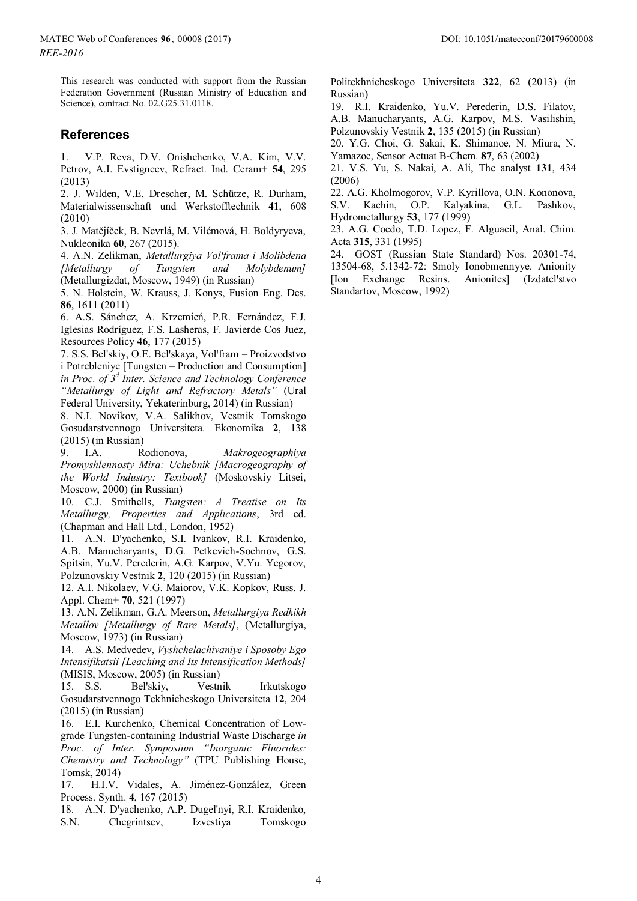This research was conducted with support from the Russian Federation Government (Russian Ministry of Education and Science), contract No. 02.G25.31.0118.

## References

1. V.P. Reva, D.V. Onishchenko, V.A. Kim, V.V. Petrov, A.I. Evstigneev, Refract. Ind. Ceram+ **54**, 295 (2013)
2. J. Wilden, V.E. Drescher, M. Schütze, R. Durham, Materialwissenschaft und Werkstofftechnik **41**, 608 (2010)
3. J. Matějíček, B. Nevrlá, M. Vilémová, H. Boldyryeva, Nukleonika **60**, 267 (2015).
4. A.N. Zelikman, *Metallurgiya Vol'frama i Molibdena [Metallurgy of Tungsten and Molybdenum]* (Metallurgizdat, Moscow, 1949) (in Russian)
5. N. Holstein, W. Krauss, J. Konys, Fusion Eng. Des. **86**, 1611 (2011)
6. A.S. Sánchez, A. Krzemień, P.R. Fernández, F.J. Iglesias Rodríguez, F.S. Lasheras, F. Javierde Cos Juez, Resources Policy **46**, 177 (2015)
7. S.S. Bel'skiy, O.E. Bel'skaya, Vol'fram – Proizvodstvo i Potrebleniye [Tungsten – Production and Consumption] *in Proc. of 3^d Inter. Science and Technology Conference "Metallurgy of Light and Refractory Metals"* (Ural Federal University, Yekaterinburg, 2014) (in Russian)
8. N.I. Novikov, V.A. Salikhov, Vestnik Tomskogo Gosudarstvennogo Universiteta. Ekonomika **2**, 138 (2015) (in Russian)
9. I.A. Rodionova, *Makrogeographiya Promyshlennosty Mira: Uchebnik [Macrogeography of the World Industry: Textbook]* (Moskovskiy Litsei, Moscow, 2000) (in Russian)
10. C.J. Smithells, *Tungsten: A Treatise on Its Metallurgy, Properties and Applications*, 3rd ed. (Chapman and Hall Ltd., London, 1952)
11. A.N. D'yachenko, S.I. Ivankov, R.I. Kraidenko, A.B. Manucharyants, D.G. Petkevich-Sochnov, G.S. Spitsin, Yu.V. Perederin, A.G. Karpov, V.Yu. Yegorov, Polzunovskiy Vestnik **2**, 120 (2015) (in Russian)
12. A.I. Nikolaev, V.G. Maiorov, V.K. Kopkov, Russ. J. Appl. Chem+ **70**, 521 (1997)
13. A.N. Zelikman, G.A. Meerson, *Metallurgiya Redkikh Metallov [Metallurgy of Rare Metals]*, (Metallurgiya, Moscow, 1973) (in Russian)
14. A.S. Medvedev, *Vyshchelachivaniye i Sposoby Ego Intensifikatsii [Leaching and Its Intensification Methods]* (MISIS, Moscow, 2005) (in Russian)
15. S.S. Bel'skiy, Vestnik Irkutskogo Gosudarstvennogo Tekhnicheskogo Universiteta **12**, 204 (2015) (in Russian)
16. E.I. Kurchenko, Chemical Concentration of Low-grade Tungsten-containing Industrial Waste Discharge *in Proc. of Inter. Symposium "Inorganic Fluorides: Chemistry and Technology"* (TPU Publishing House, Tomsk, 2014)
17. H.I.V. Vidales, A. Jiménez-González, Green Process. Synth. **4**, 167 (2015)
18. A.N. D'yachenko, A.P. Dugel'nyi, R.I. Kraidenko, S.N. Chegrintsev, Izvestiya Tomskogo Politekhnicheskogo Universiteta **322**, 62 (2013) (in Russian)
19. R.I. Kraidenko, Yu.V. Perederin, D.S. Filatov, A.B. Manucharyants, A.G. Karpov, M.S. Vasilishin, Polzunovskiy Vestnik **2**, 135 (2015) (in Russian)
20. Y.G. Choi, G. Sakai, K. Shimanoe, N. Miura, N. Yamazoe, Sensor Actuat B-Chem. **87**, 63 (2002)
21. V.S. Yu, S. Nakai, A. Ali, The analyst **131**, 434 (2006)
22. A.G. Kholmogorov, V.P. Kyrillova, O.N. Kononova, S.V. Kachin, O.P. Kalyakina, G.L. Pashkov, Hydrometallurgy **53**, 177 (1999)
23. A.G. Coedo, T.D. Lopez, F. Alguacil, Anal. Chim. Acta **315**, 331 (1995)
24. GOST (Russian State Standard) Nos. 20301-74, 13504-68, 5.1342-72: Smoly Ionobmennyye. Anionity [Ion Exchange Resins. Anionites] (Izdatel'stvo Standartov, Moscow, 1992)